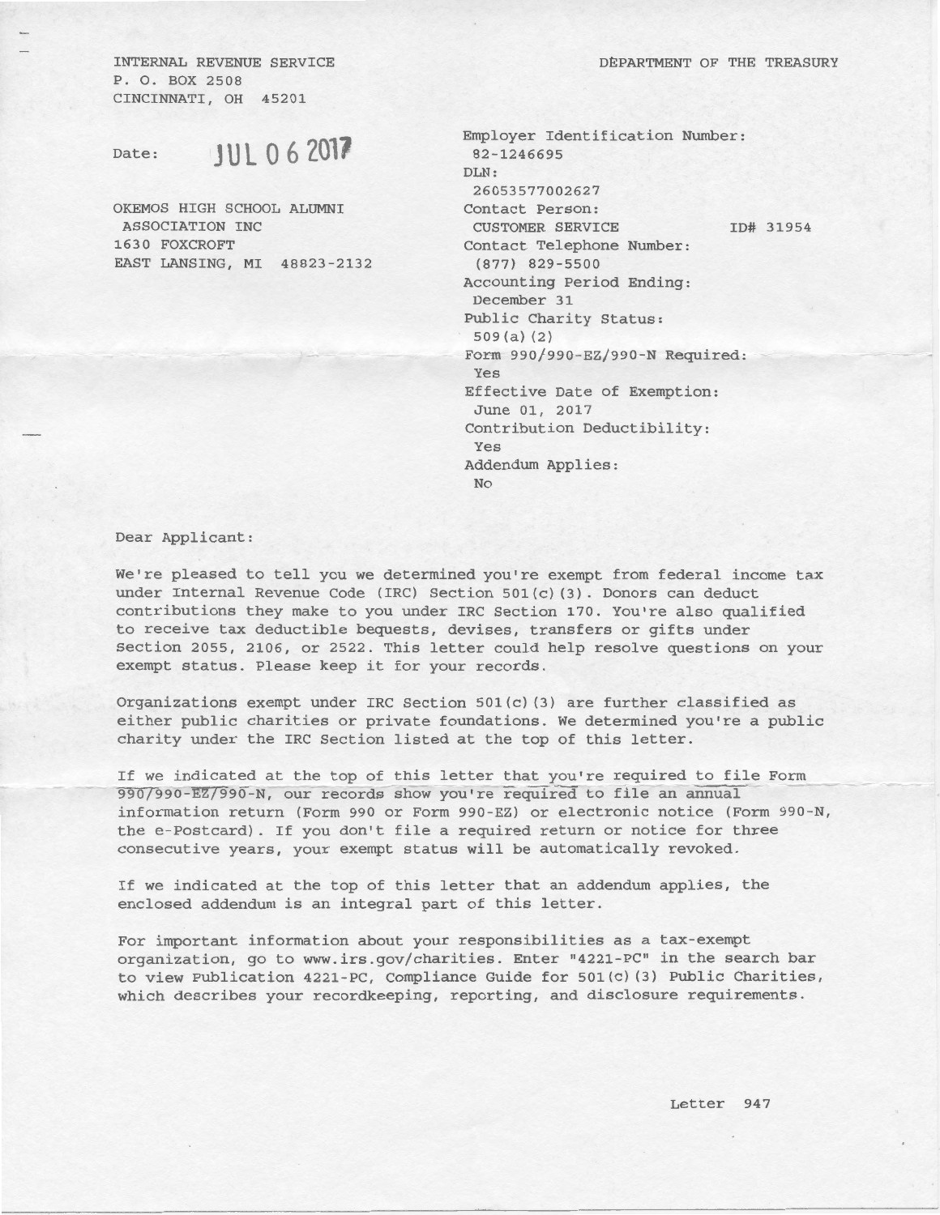INTERNAL REVENUE SERVICE
P. O. BOX 2508
CINCINNATI, OH 45201

DEPARTMENT OF THE TREASURY

Date: JUL 06 2017

OKEMOS HIGH SCHOOL ALUMNI
ASSOCIATION INC
1630 FOXCROFT
EAST LANSING, MI 48823-2132

Employer Identification Number:
82-1246695
DLN:
26053577002627
Contact Person:
CUSTOMER SERVICE ID# 31954
Contact Telephone Number:
(877) 829-5500
Accounting Period Ending:
December 31
Public Charity Status:
509(a)(2)
Form 990/990-EZ/990-N Required:
Yes
Effective Date of Exemption:
June 01, 2017
Contribution Deductibility:
Yes
Addendum Applies:
No

Dear Applicant:

We're pleased to tell you we determined you're exempt from federal income tax under Internal Revenue Code (IRC) Section 501(c)(3). Donors can deduct contributions they make to you under IRC Section 170. You're also qualified to receive tax deductible bequests, devises, transfers or gifts under Section 2055, 2106, or 2522. This letter could help resolve questions on your exempt status. Please keep it for your records.

Organizations exempt under IRC Section 501(c)(3) are further classified as either public charities or private foundations. We determined you're a public charity under the IRC Section listed at the top of this letter.

If we indicated at the top of this letter that you're required to file Form 990/990-EZ/990-N, our records show you're required to file an annual information return (Form 990 or Form 990-EZ) or electronic notice (Form 990-N, the e-Postcard). If you don't file a required return or notice for three consecutive years, your exempt status will be automatically revoked.

If we indicated at the top of this letter that an addendum applies, the enclosed addendum is an integral part of this letter.

For important information about your responsibilities as a tax-exempt organization, go to www.irs.gov/charities. Enter "4221-PC" in the search bar to view Publication 4221-PC, Compliance Guide for 501(c)(3) Public Charities, which describes your recordkeeping, reporting, and disclosure requirements.

Letter 947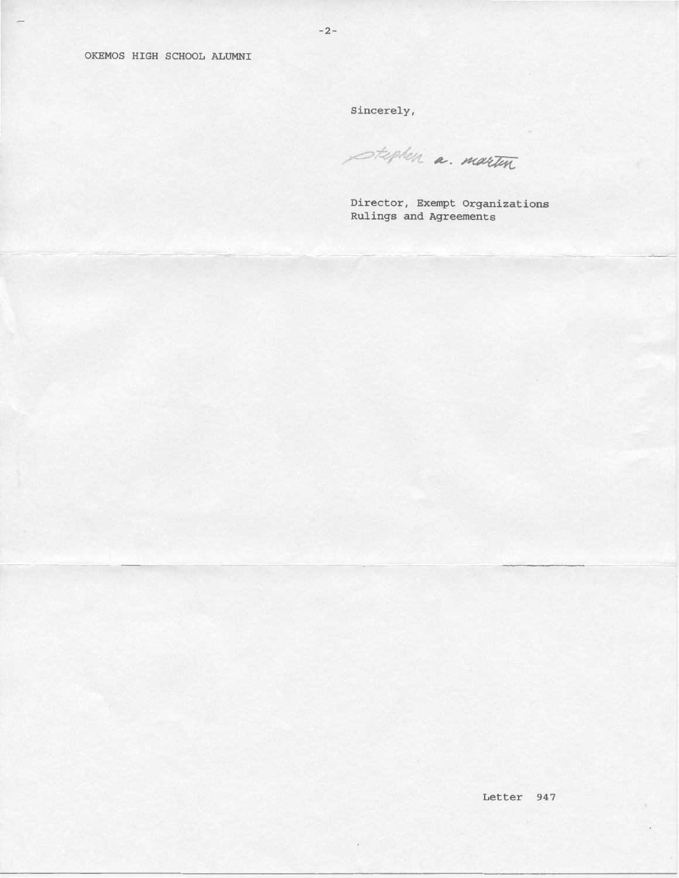OKEMOS HIGH SCHOOL ALUMNI

Sincerely,

Stephen a. Martin

Director, Exempt Organizations
Rulings and Agreements

Letter 947